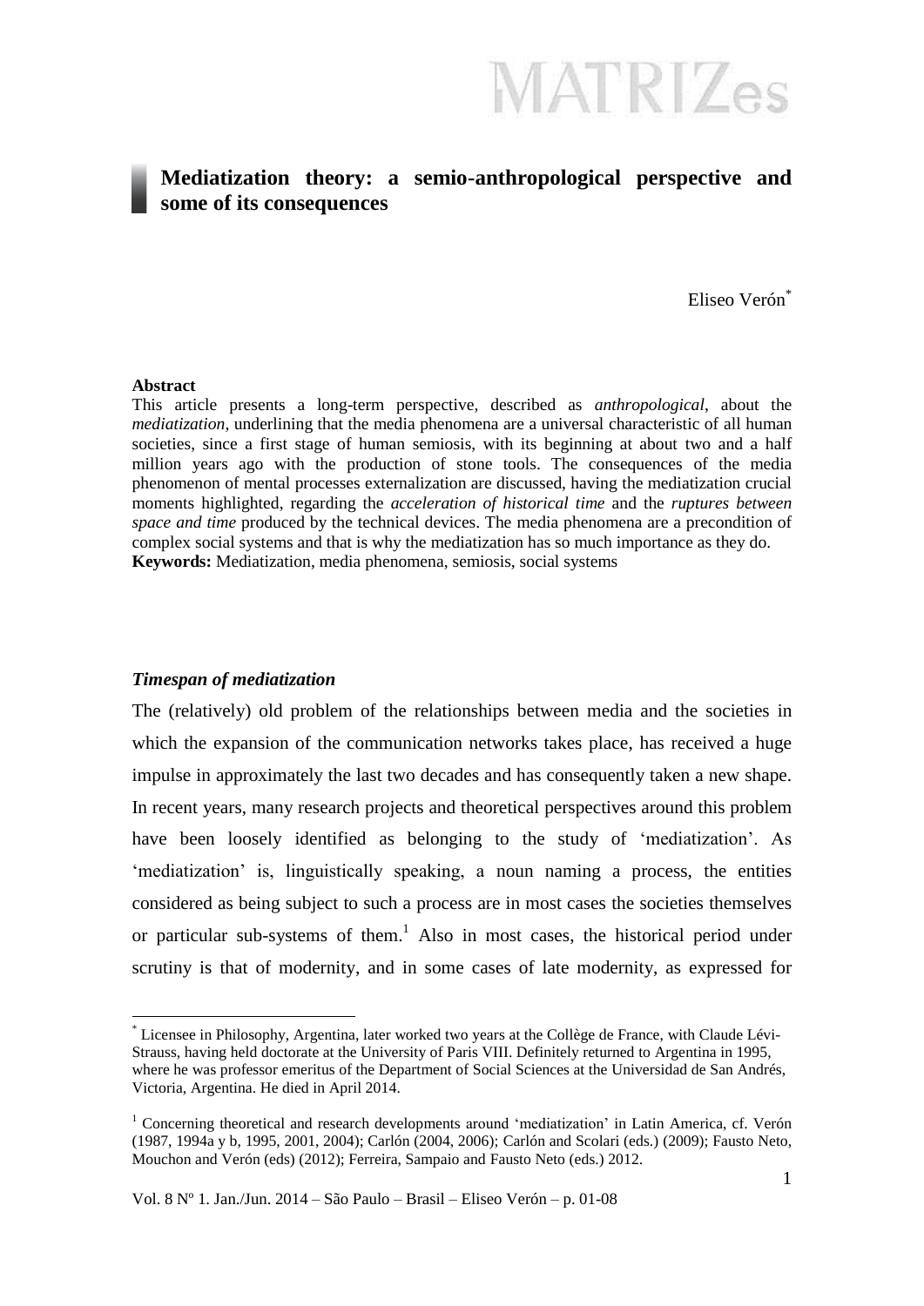# Mediatization theory: a semio-anthropological perspective and some of its consequences

Eliseo Verón[*]

**Abstract**

This article presents a long-term perspective, described as *anthropological*, about the *mediatization*, underlining that the media phenomena are a universal characteristic of all human societies, since a first stage of human semiosis, with its beginning at about two and a half million years ago with the production of stone tools. The consequences of the media phenomenon of mental processes externalization are discussed, having the mediatization crucial moments highlighted, regarding the *acceleration of historical time* and the *ruptures between space and time* produced by the technical devices. The media phenomena are a precondition of complex social systems and that is why the mediatization has so much importance as they do.

**Keywords:** Mediatization, media phenomena, semiosis, social systems

## *Timespan of mediatization*

The (relatively) old problem of the relationships between media and the societies in which the expansion of the communication networks takes place, has received a huge impulse in approximately the last two decades and has consequently taken a new shape. In recent years, many research projects and theoretical perspectives around this problem have been loosely identified as belonging to the study of 'mediatization'. As 'mediatization' is, linguistically speaking, a noun naming a process, the entities considered as being subject to such a process are in most cases the societies themselves or particular sub-systems of them.[1] Also in most cases, the historical period under scrutiny is that of modernity, and in some cases of late modernity, as expressed for

---

[*] Licensee in Philosophy, Argentina, later worked two years at the Collège de France, with Claude Lévi-Strauss, having held doctorate at the University of Paris VIII. Definitely returned to Argentina in 1995, where he was professor emeritus of the Department of Social Sciences at the Universidad de San Andrés, Victoria, Argentina. He died in April 2014.

[1] Concerning theoretical and research developments around 'mediatization' in Latin America, cf. Verón (1987, 1994a y b, 1995, 2001, 2004); Carlón (2004, 2006); Carlón and Scolari (eds.) (2009); Fausto Neto, Mouchon and Verón (eds) (2012); Ferreira, Sampaio and Fausto Neto (eds.) 2012.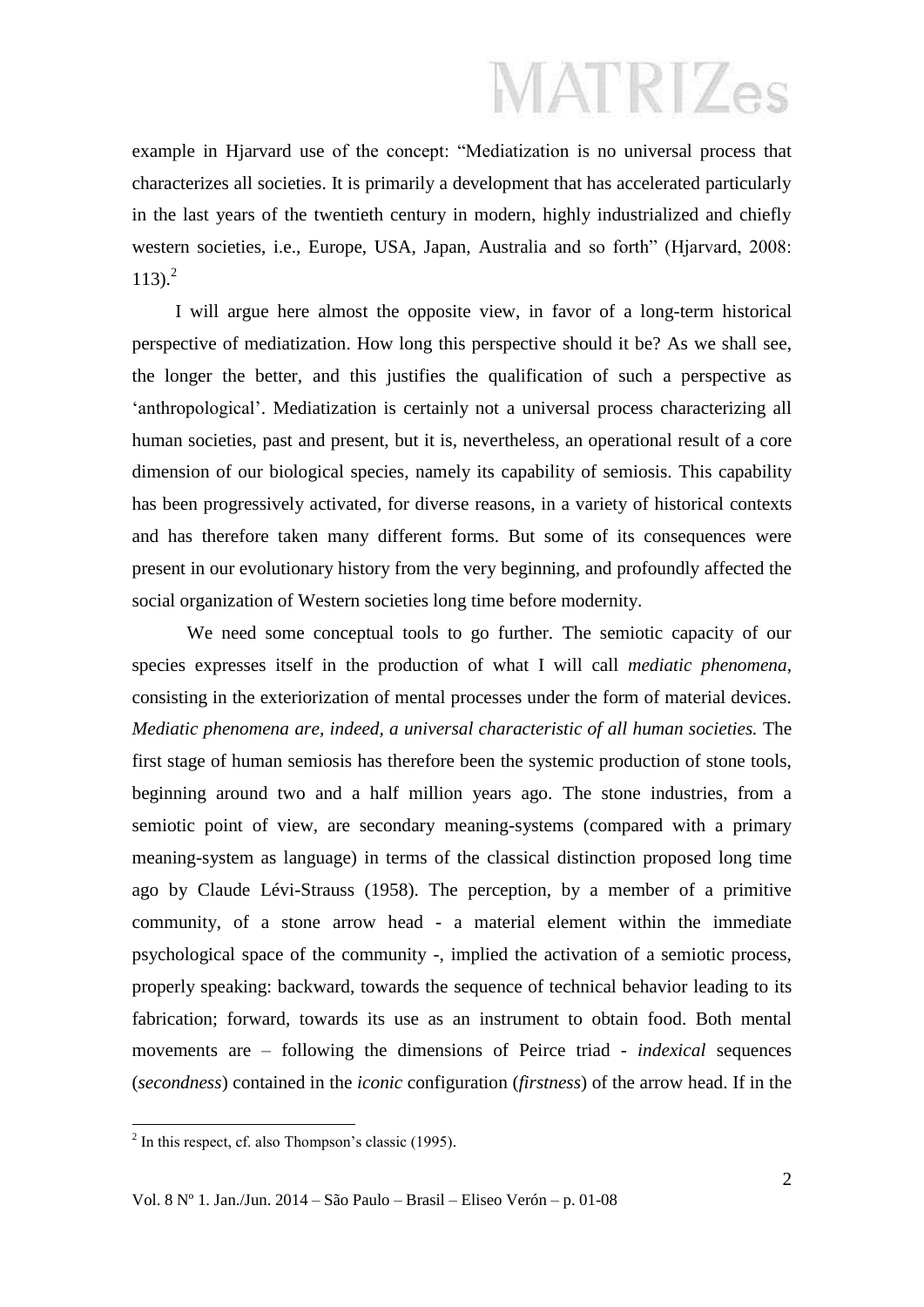example in Hjarvard use of the concept: "Mediatization is no universal process that characterizes all societies. It is primarily a development that has accelerated particularly in the last years of the twentieth century in modern, highly industrialized and chiefly western societies, i.e., Europe, USA, Japan, Australia and so forth" (Hjarvard, 2008: 113).[2]

I will argue here almost the opposite view, in favor of a long-term historical perspective of mediatization. How long this perspective should it be? As we shall see, the longer the better, and this justifies the qualification of such a perspective as 'anthropological'. Mediatization is certainly not a universal process characterizing all human societies, past and present, but it is, nevertheless, an operational result of a core dimension of our biological species, namely its capability of semiosis. This capability has been progressively activated, for diverse reasons, in a variety of historical contexts and has therefore taken many different forms. But some of its consequences were present in our evolutionary history from the very beginning, and profoundly affected the social organization of Western societies long time before modernity.

We need some conceptual tools to go further. The semiotic capacity of our species expresses itself in the production of what I will call *mediatic phenomena*, consisting in the exteriorization of mental processes under the form of material devices. *Mediatic phenomena are, indeed, a universal characteristic of all human societies.* The first stage of human semiosis has therefore been the systemic production of stone tools, beginning around two and a half million years ago. The stone industries, from a semiotic point of view, are secondary meaning-systems (compared with a primary meaning-system as language) in terms of the classical distinction proposed long time ago by Claude Lévi-Strauss (1958). The perception, by a member of a primitive community, of a stone arrow head - a material element within the immediate psychological space of the community -, implied the activation of a semiotic process, properly speaking: backward, towards the sequence of technical behavior leading to its fabrication; forward, towards its use as an instrument to obtain food. Both mental movements are – following the dimensions of Peirce triad - *indexical* sequences (*secondness*) contained in the *iconic* configuration (*firstness*) of the arrow head. If in the

[2] In this respect, cf. also Thompson's classic (1995).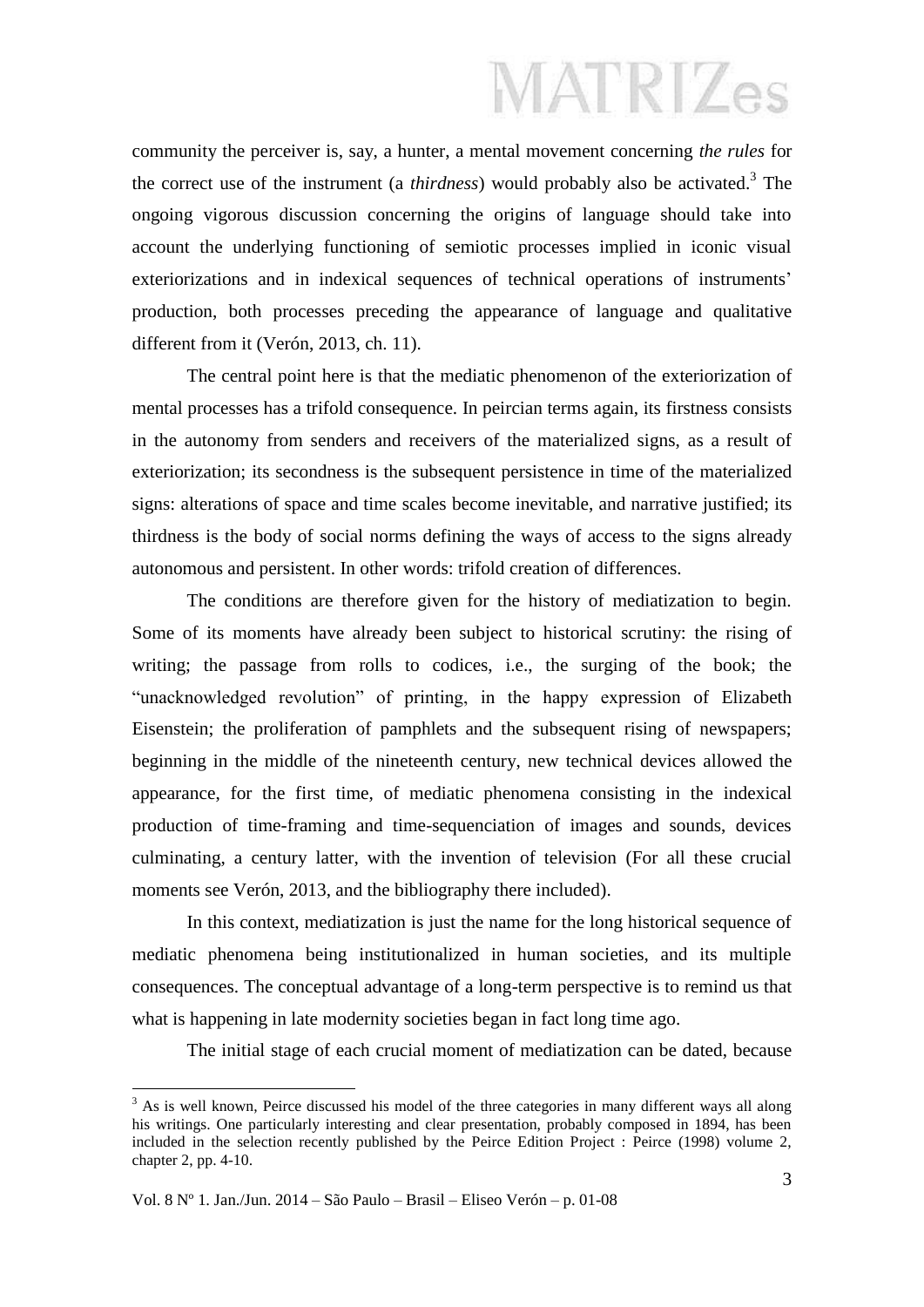community the perceiver is, say, a hunter, a mental movement concerning *the rules* for the correct use of the instrument (a *thirdness*) would probably also be activated.[3] The ongoing vigorous discussion concerning the origins of language should take into account the underlying functioning of semiotic processes implied in iconic visual exteriorizations and in indexical sequences of technical operations of instruments' production, both processes preceding the appearance of language and qualitative different from it (Verón, 2013, ch. 11).

The central point here is that the mediatic phenomenon of the exteriorization of mental processes has a trifold consequence. In peircian terms again, its firstness consists in the autonomy from senders and receivers of the materialized signs, as a result of exteriorization; its secondness is the subsequent persistence in time of the materialized signs: alterations of space and time scales become inevitable, and narrative justified; its thirdness is the body of social norms defining the ways of access to the signs already autonomous and persistent. In other words: trifold creation of differences.

The conditions are therefore given for the history of mediatization to begin. Some of its moments have already been subject to historical scrutiny: the rising of writing; the passage from rolls to codices, i.e., the surging of the book; the "unacknowledged revolution" of printing, in the happy expression of Elizabeth Eisenstein; the proliferation of pamphlets and the subsequent rising of newspapers; beginning in the middle of the nineteenth century, new technical devices allowed the appearance, for the first time, of mediatic phenomena consisting in the indexical production of time-framing and time-sequenciation of images and sounds, devices culminating, a century latter, with the invention of television (For all these crucial moments see Verón, 2013, and the bibliography there included).

In this context, mediatization is just the name for the long historical sequence of mediatic phenomena being institutionalized in human societies, and its multiple consequences. The conceptual advantage of a long-term perspective is to remind us that what is happening in late modernity societies began in fact long time ago.

The initial stage of each crucial moment of mediatization can be dated, because

---

[3] As is well known, Peirce discussed his model of the three categories in many different ways all along his writings. One particularly interesting and clear presentation, probably composed in 1894, has been included in the selection recently published by the Peirce Edition Project : Peirce (1998) volume 2, chapter 2, pp. 4-10.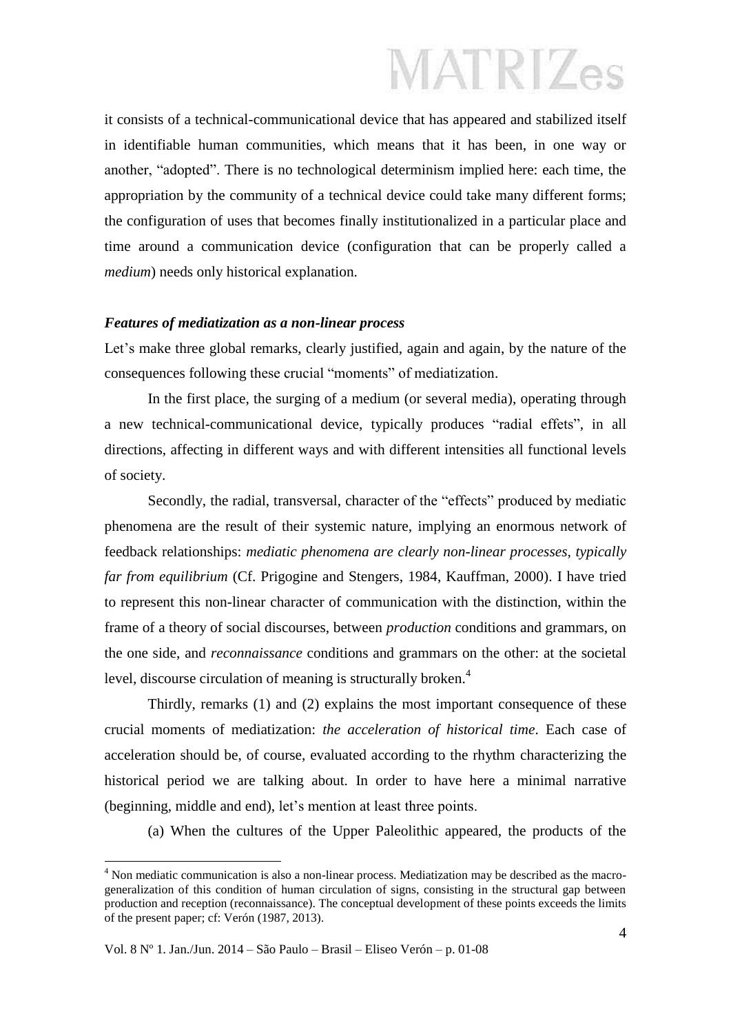it consists of a technical-communicational device that has appeared and stabilized itself in identifiable human communities, which means that it has been, in one way or another, "adopted". There is no technological determinism implied here: each time, the appropriation by the community of a technical device could take many different forms; the configuration of uses that becomes finally institutionalized in a particular place and time around a communication device (configuration that can be properly called a *medium*) needs only historical explanation.

### *Features of mediatization as a non-linear process*

Let's make three global remarks, clearly justified, again and again, by the nature of the consequences following these crucial "moments" of mediatization.

In the first place, the surging of a medium (or several media), operating through a new technical-communicational device, typically produces "radial effets", in all directions, affecting in different ways and with different intensities all functional levels of society.

Secondly, the radial, transversal, character of the "effects" produced by mediatic phenomena are the result of their systemic nature, implying an enormous network of feedback relationships: *mediatic phenomena are clearly non-linear processes, typically far from equilibrium* (Cf. Prigogine and Stengers, 1984, Kauffman, 2000). I have tried to represent this non-linear character of communication with the distinction, within the frame of a theory of social discourses, between *production* conditions and grammars, on the one side, and *reconnaissance* conditions and grammars on the other: at the societal level, discourse circulation of meaning is structurally broken.[4]

Thirdly, remarks (1) and (2) explains the most important consequence of these crucial moments of mediatization: *the acceleration of historical time*. Each case of acceleration should be, of course, evaluated according to the rhythm characterizing the historical period we are talking about. In order to have here a minimal narrative (beginning, middle and end), let's mention at least three points.

(a) When the cultures of the Upper Paleolithic appeared, the products of the

---

[4] Non mediatic communication is also a non-linear process. Mediatization may be described as the macro-generalization of this condition of human circulation of signs, consisting in the structural gap between production and reception (reconnaissance). The conceptual development of these points exceeds the limits of the present paper; cf: Verón (1987, 2013).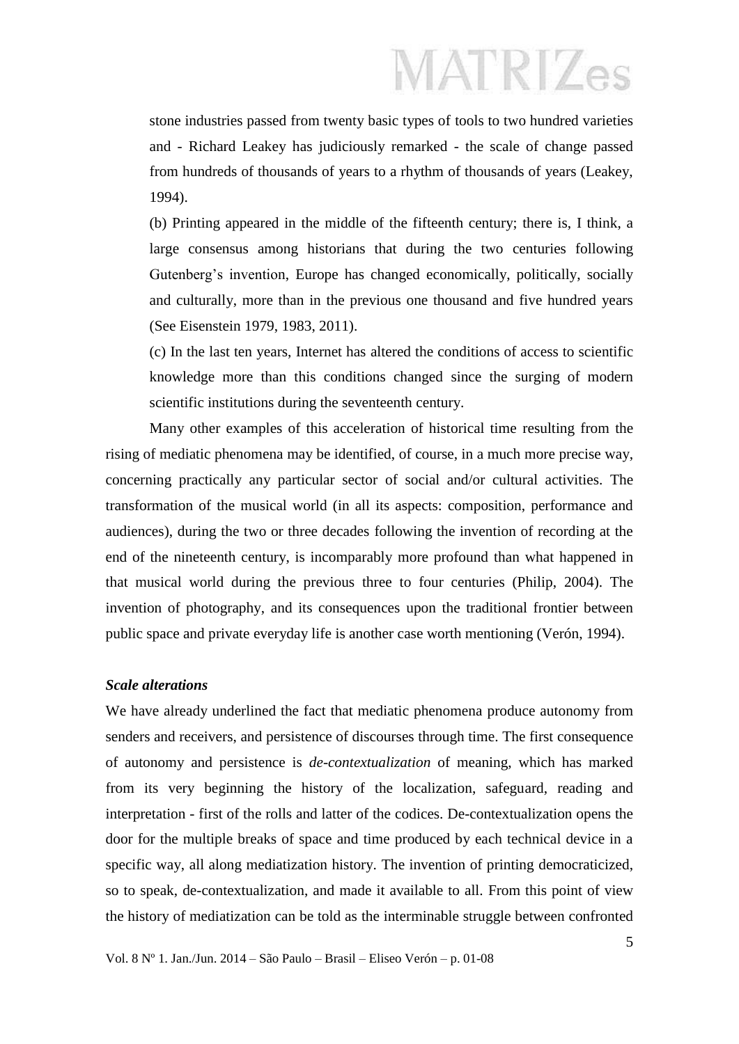stone industries passed from twenty basic types of tools to two hundred varieties and - Richard Leakey has judiciously remarked - the scale of change passed from hundreds of thousands of years to a rhythm of thousands of years (Leakey, 1994).

(b) Printing appeared in the middle of the fifteenth century; there is, I think, a large consensus among historians that during the two centuries following Gutenberg's invention, Europe has changed economically, politically, socially and culturally, more than in the previous one thousand and five hundred years (See Eisenstein 1979, 1983, 2011).

(c) In the last ten years, Internet has altered the conditions of access to scientific knowledge more than this conditions changed since the surging of modern scientific institutions during the seventeenth century.

Many other examples of this acceleration of historical time resulting from the rising of mediatic phenomena may be identified, of course, in a much more precise way, concerning practically any particular sector of social and/or cultural activities. The transformation of the musical world (in all its aspects: composition, performance and audiences), during the two or three decades following the invention of recording at the end of the nineteenth century, is incomparably more profound than what happened in that musical world during the previous three to four centuries (Philip, 2004). The invention of photography, and its consequences upon the traditional frontier between public space and private everyday life is another case worth mentioning (Verón, 1994).

### *Scale alterations*

We have already underlined the fact that mediatic phenomena produce autonomy from senders and receivers, and persistence of discourses through time. The first consequence of autonomy and persistence is *de-contextualization* of meaning, which has marked from its very beginning the history of the localization, safeguard, reading and interpretation - first of the rolls and latter of the codices. De-contextualization opens the door for the multiple breaks of space and time produced by each technical device in a specific way, all along mediatization history. The invention of printing democraticized, so to speak, de-contextualization, and made it available to all. From this point of view the history of mediatization can be told as the interminable struggle between confronted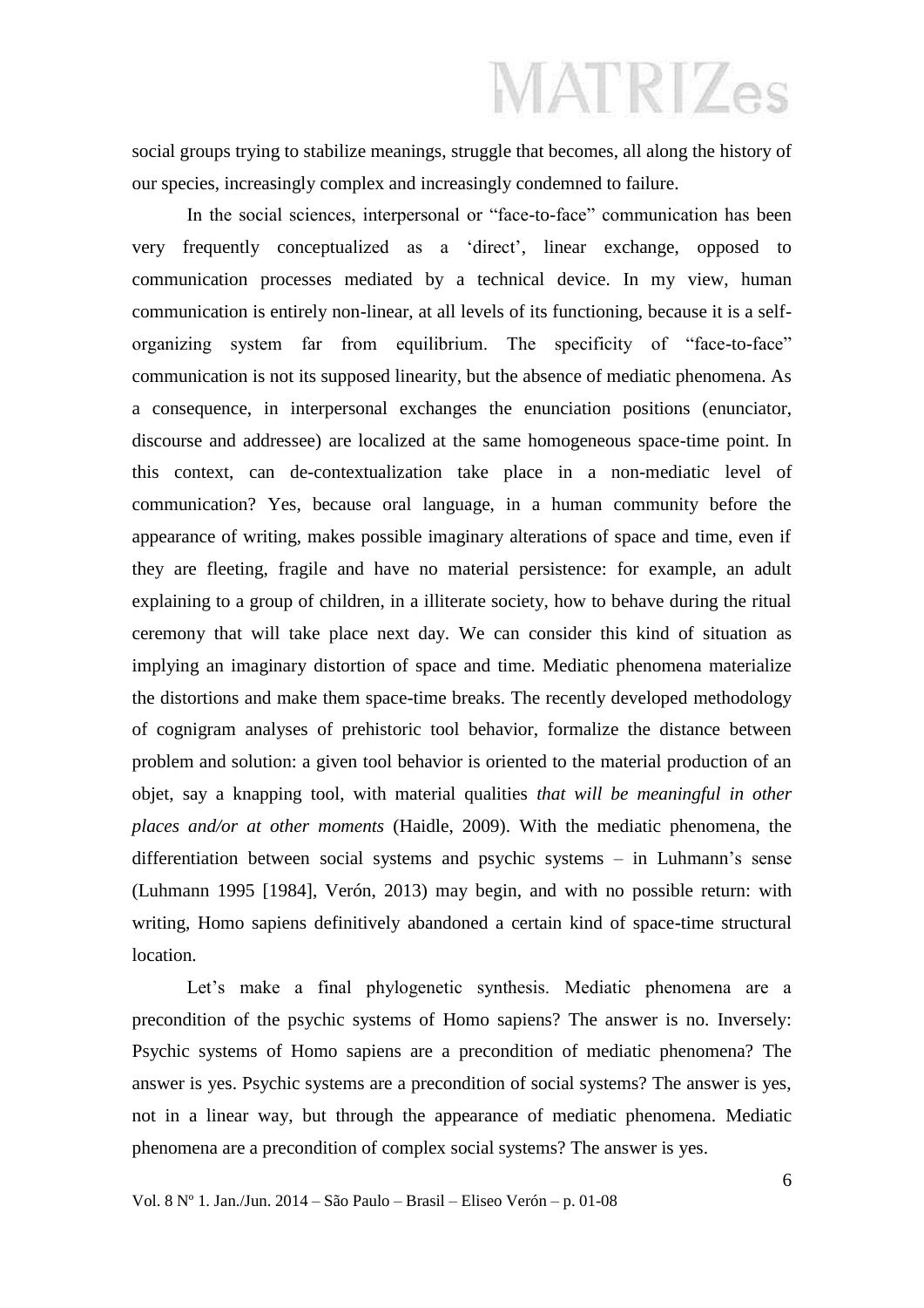social groups trying to stabilize meanings, struggle that becomes, all along the history of our species, increasingly complex and increasingly condemned to failure.

In the social sciences, interpersonal or "face-to-face" communication has been very frequently conceptualized as a 'direct', linear exchange, opposed to communication processes mediated by a technical device. In my view, human communication is entirely non-linear, at all levels of its functioning, because it is a self-organizing system far from equilibrium. The specificity of "face-to-face" communication is not its supposed linearity, but the absence of mediatic phenomena. As a consequence, in interpersonal exchanges the enunciation positions (enunciator, discourse and addressee) are localized at the same homogeneous space-time point. In this context, can de-contextualization take place in a non-mediatic level of communication? Yes, because oral language, in a human community before the appearance of writing, makes possible imaginary alterations of space and time, even if they are fleeting, fragile and have no material persistence: for example, an adult explaining to a group of children, in a illiterate society, how to behave during the ritual ceremony that will take place next day. We can consider this kind of situation as implying an imaginary distortion of space and time. Mediatic phenomena materialize the distortions and make them space-time breaks. The recently developed methodology of cognigram analyses of prehistoric tool behavior, formalize the distance between problem and solution: a given tool behavior is oriented to the material production of an objet, say a knapping tool, with material qualities *that will be meaningful in other places and/or at other moments* (Haidle, 2009). With the mediatic phenomena, the differentiation between social systems and psychic systems – in Luhmann's sense (Luhmann 1995 [1984], Verón, 2013) may begin, and with no possible return: with writing, Homo sapiens definitively abandoned a certain kind of space-time structural location.

Let's make a final phylogenetic synthesis. Mediatic phenomena are a precondition of the psychic systems of Homo sapiens? The answer is no. Inversely: Psychic systems of Homo sapiens are a precondition of mediatic phenomena? The answer is yes. Psychic systems are a precondition of social systems? The answer is yes, not in a linear way, but through the appearance of mediatic phenomena. Mediatic phenomena are a precondition of complex social systems? The answer is yes.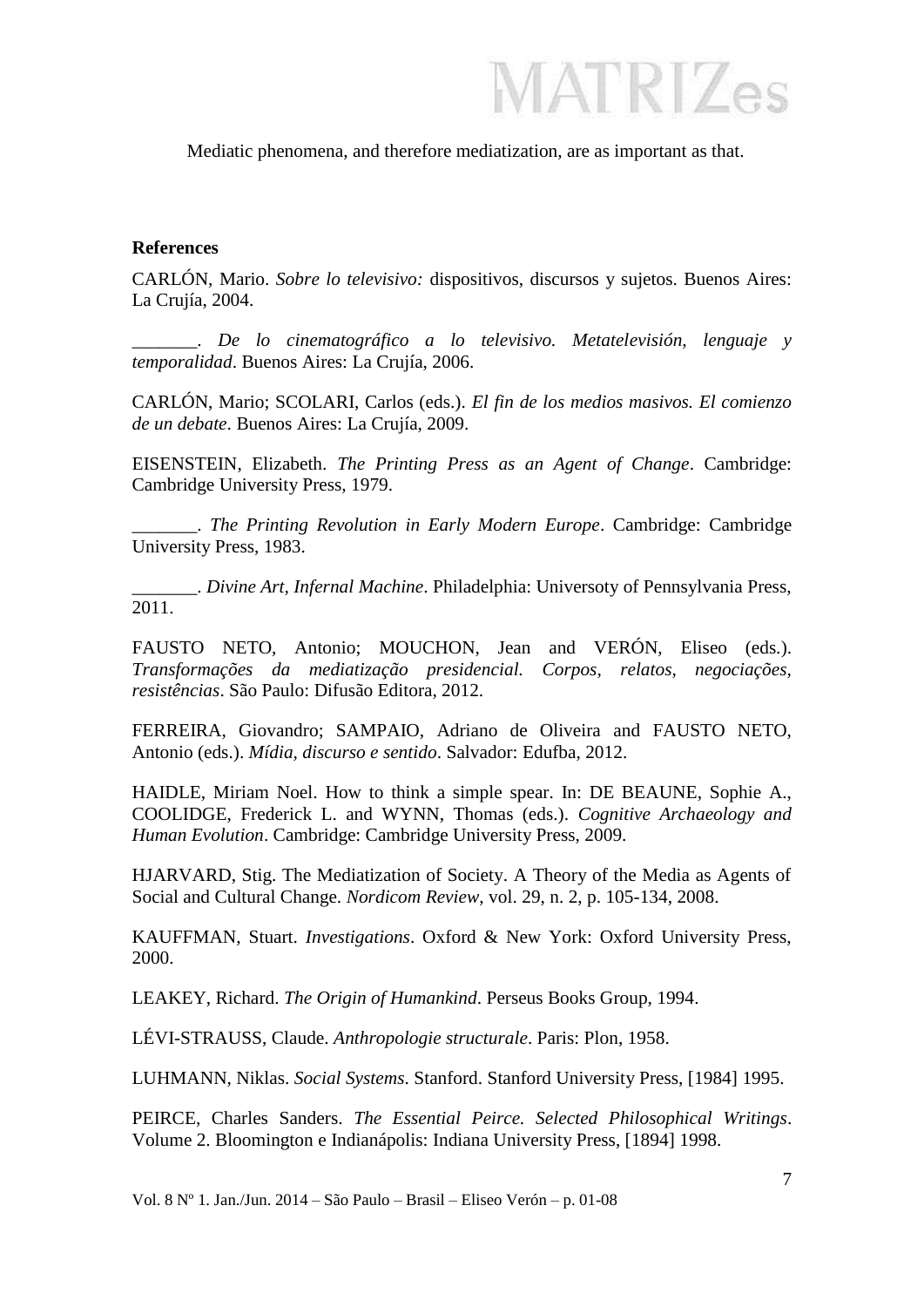Mediatic phenomena, and therefore mediatization, are as important as that.

**References**

CARLÓN, Mario. *Sobre lo televisivo:* dispositivos, discursos y sujetos. Buenos Aires: La Crujía, 2004.

_______. *De lo cinematográfico a lo televisivo. Metatelevisión, lenguaje y temporalidad*. Buenos Aires: La Crujía, 2006.

CARLÓN, Mario; SCOLARI, Carlos (eds.). *El fin de los medios masivos. El comienzo de un debate*. Buenos Aires: La Crujía, 2009.

EISENSTEIN, Elizabeth. *The Printing Press as an Agent of Change*. Cambridge: Cambridge University Press, 1979.

_______. *The Printing Revolution in Early Modern Europe*. Cambridge: Cambridge University Press, 1983.

_______. *Divine Art, Infernal Machine*. Philadelphia: Universoty of Pennsylvania Press, 2011.

FAUSTO NETO, Antonio; MOUCHON, Jean and VERÓN, Eliseo (eds.). *Transformações da mediatização presidencial. Corpos, relatos, negociações, resistências*. São Paulo: Difusão Editora, 2012.

FERREIRA, Giovandro; SAMPAIO, Adriano de Oliveira and FAUSTO NETO, Antonio (eds.). *Mídia, discurso e sentido*. Salvador: Edufba, 2012.

HAIDLE, Miriam Noel. How to think a simple spear. In: DE BEAUNE, Sophie A., COOLIDGE, Frederick L. and WYNN, Thomas (eds.). *Cognitive Archaeology and Human Evolution*. Cambridge: Cambridge University Press, 2009.

HJARVARD, Stig. The Mediatization of Society. A Theory of the Media as Agents of Social and Cultural Change. *Nordicom Review*, vol. 29, n. 2, p. 105-134, 2008.

KAUFFMAN, Stuart. *Investigations*. Oxford & New York: Oxford University Press, 2000.

LEAKEY, Richard. *The Origin of Humankind*. Perseus Books Group, 1994.

LÉVI-STRAUSS, Claude. *Anthropologie structurale*. Paris: Plon, 1958.

LUHMANN, Niklas. *Social Systems*. Stanford. Stanford University Press, [1984] 1995.

PEIRCE, Charles Sanders. *The Essential Peirce. Selected Philosophical Writings*. Volume 2. Bloomington e Indianápolis: Indiana University Press, [1894] 1998.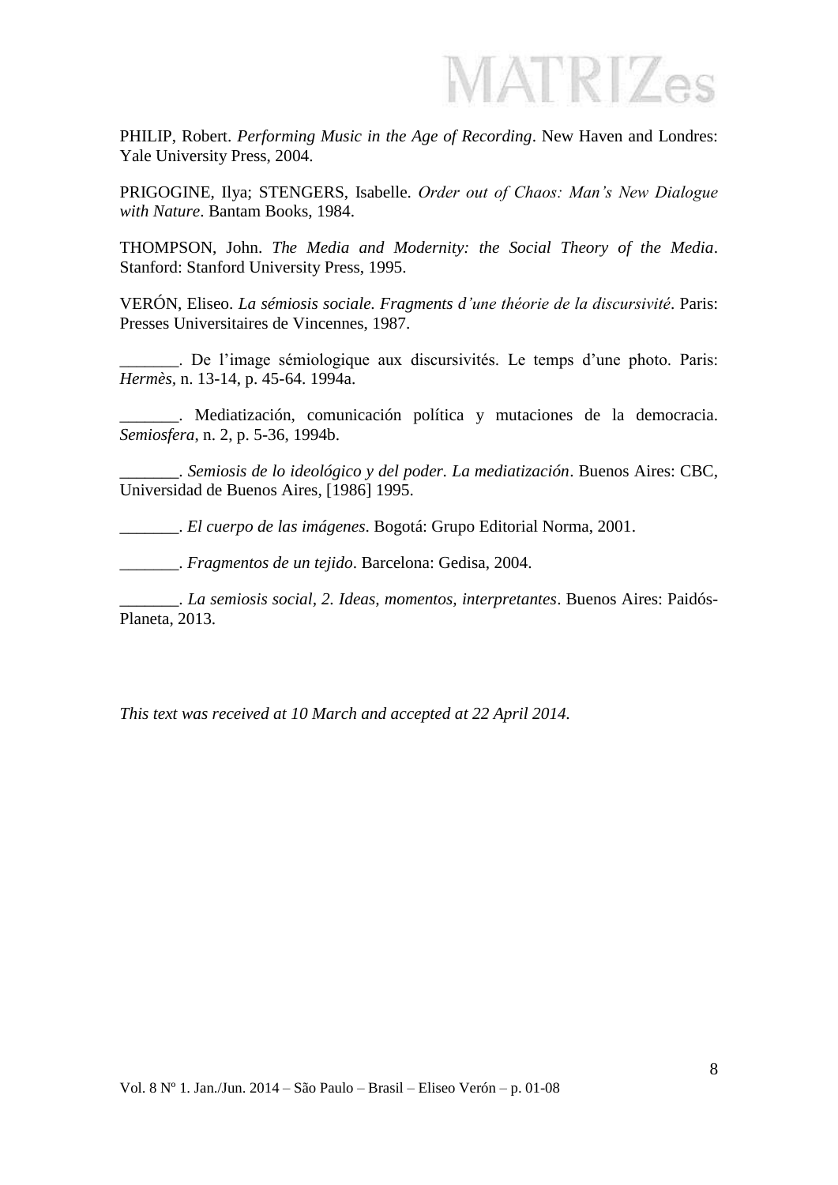PHILIP, Robert. *Performing Music in the Age of Recording*. New Haven and Londres: Yale University Press, 2004.

PRIGOGINE, Ilya; STENGERS, Isabelle. *Order out of Chaos: Man's New Dialogue with Nature*. Bantam Books, 1984.

THOMPSON, John. *The Media and Modernity: the Social Theory of the Media*. Stanford: Stanford University Press, 1995.

VERÓN, Eliseo. *La sémiosis sociale. Fragments d'une théorie de la discursivité*. Paris: Presses Universitaires de Vincennes, 1987.

_______. De l'image sémiologique aux discursivités. Le temps d'une photo. Paris: *Hermès*, n. 13-14, p. 45-64. 1994a.

_______. Mediatización, comunicación política y mutaciones de la democracia. *Semiosfera*, n. 2, p. 5-36, 1994b.

_______. *Semiosis de lo ideológico y del poder. La mediatización*. Buenos Aires: CBC, Universidad de Buenos Aires, [1986] 1995.

_______. *El cuerpo de las imágenes*. Bogotá: Grupo Editorial Norma, 2001.

_______. *Fragmentos de un tejido*. Barcelona: Gedisa, 2004.

_______. *La semiosis social, 2. Ideas, momentos, interpretantes*. Buenos Aires: Paidós-Planeta, 2013.

*This text was received at 10 March and accepted at 22 April 2014.*